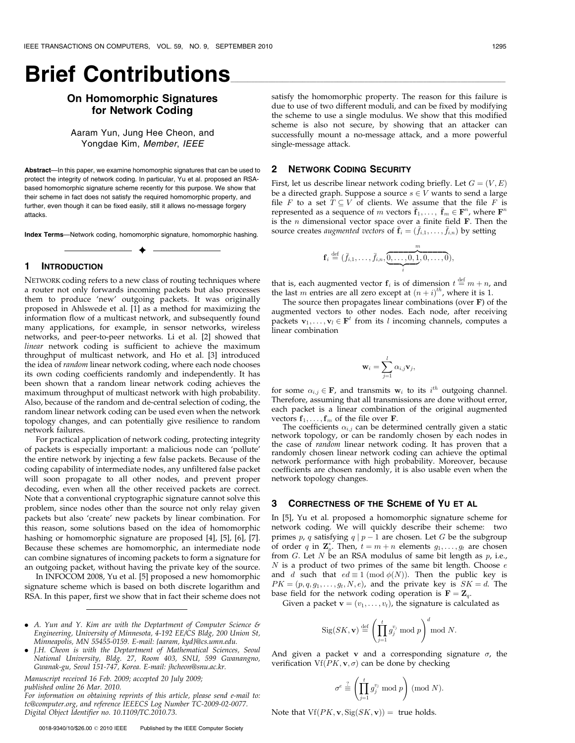# Brief Contributions

## On Homomorphic Signatures for Network Coding

Aaram Yun, Jung Hee Cheon, and Yongdae Kim, *Member*, *IEEE*

**Abstract**—In this paper, we examine homomorphic signatures that can be used to protect the integrity of network coding. In particular, Yu et al. proposed an RSA-based homomorphic signature scheme recently for this purpose. We show that their scheme in fact does not satisfy the required homomorphic property, and further, even though it can be fixed easily, still it allows no-message forgery attacks.

**Index Terms**—Network coding, homomorphic signature, homomorphic hashing.

## 1 Introduction

Network coding refers to a new class of routing techniques where a router not only forwards incoming packets but also processes them to produce 'new' outgoing packets. It was originally proposed in Ahlswede et al. [1] as a method for maximizing the information flow of a multicast network, and subsequently found many applications, for example, in sensor networks, wireless networks, and peer-to-peer networks. Li et al. [2] showed that *linear* network coding is sufficient to achieve the maximum throughput of multicast network, and Ho et al. [3] introduced the idea of *random* linear network coding, where each node chooses its own coding coefficients randomly and independently. It has been shown that a random linear network coding achieves the maximum throughput of multicast network with high probability. Also, because of the random and de-central selection of coding, the random linear network coding can be used even when the network topology changes, and can potentially give resilience to random network failures.

For practical application of network coding, protecting integrity of packets is especially important: a malicious node can 'pollute' the entire network by injecting a few false packets. Because of the coding capability of intermediate nodes, any unfiltered false packet will soon propagate to all other nodes, and prevent proper decoding, even when all the other received packets are correct. Note that a conventional cryptographic signature cannot solve this problem, since nodes other than the source not only relay given packets but also 'create' new packets by linear combination. For this reason, some solutions based on the idea of homomorphic hashing or homomorphic signature are proposed [4], [5], [6], [7]. Because these schemes are homomorphic, an intermediate node can combine signatures of incoming packets to form a signature for an outgoing packet, without having the private key of the source.

In INFOCOM 2008, Yu et al. [5] proposed a new homomorphic signature scheme which is based on both discrete logarithm and RSA. In this paper, first we show that in fact their scheme does not satisfy the homomorphic property. The reason for this failure is due to use of two different moduli, and can be fixed by modifying the scheme to use a single modulus. We show that this modified scheme is also not secure, by showing that an attacker can successfully mount a no-message attack, and a more powerful single-message attack.

- A. Yun and Y. Kim are with the Deptartment of Computer Science & Engineering, University of Minnesota, 4-192 EE/CS Bldg, 200 Union St, Minneapolis, MN 55455-0159. E-mail: {aaram, kyd}@cs.umn.edu.
- J.H. Cheon is with the Deptartment of Mathematical Sciences, Seoul National University, Bldg. 27, Room 403, SNU, 599 Gwanangno, Gwanak-gu, Seoul 151-747, Korea. E-mail: jhcheon@snu.ac.kr.

*Manuscript received 16 Feb. 2009; accepted 20 July 2009; published online 26 Mar. 2010.*
*For information on obtaining reprints of this article, please send e-mail to: tc@computer.org, and reference IEEECS Log Number TC-2009-02-0077. Digital Object Identifier no. 10.1109/TC.2010.73.*

## 2 Network Coding Security

First, let us describe linear network coding briefly. Let $G = (V, E)$ be a directed graph. Suppose a source $s \in V$ wants to send a large file $F$ to a set $T \subseteq V$ of clients. We assume that the file $F$ is represented as a sequence of $m$ vectors $\bar{\mathbf{f}}_1, \ldots, \bar{\mathbf{f}}_m \in \mathbf{F}^n$, where $\mathbf{F}^n$ is the $n$ dimensional vector space over a finite field $\mathbf{F}$. Then the source creates *augmented vectors* of $\bar{\mathbf{f}}_i = (\bar{f}_{i,1}, \ldots, \bar{f}_{i,n})$ by setting

$$\mathbf{f}_i \stackrel{\text{def}}{=} (\bar{f}_{i,1}, \ldots, \bar{f}_{i,n}, \overbrace{\underbrace{0, \ldots, 0, 1}_{i}, 0, \ldots, 0}^{m}),$$

that is, each augmented vector $\mathbf{f}_i$ is of dimension $t \stackrel{\text{def}}{=} m + n$, and the last $m$ entries are all zero except at $(n+i)^{th}$, where it is 1.

The source then propagates linear combinations (over $\mathbf{F}$) of the augmented vectors to other nodes. Each node, after receiving packets $\mathbf{v}_1, \ldots, \mathbf{v}_l \in \mathbf{F}^t$ from its $l$ incoming channels, computes a linear combination

$$\mathbf{w}_i = \sum_{j=1}^{l} \alpha_{i,j} \mathbf{v}_j,$$

for some $\alpha_{i,j} \in \mathbf{F}$, and transmits $\mathbf{w}_i$ to its $i^{th}$ outgoing channel. Therefore, assuming that all transmissions are done without error, each packet is a linear combination of the original augmented vectors $\mathbf{f}_1, \ldots, \mathbf{f}_m$ of the file over $\mathbf{F}$.

The coefficients $\alpha_{i,j}$ can be determined centrally given a static network topology, or can be randomly chosen by each nodes in the case of *random* linear network coding. It has proven that a randomly chosen linear network coding can achieve the optimal network performance with high probability. Moreover, because coefficients are chosen randomly, it is also usable even when the network topology changes.

## 3 Correctness of the Scheme of Yu et al

In [5], Yu et al. proposed a homomorphic signature scheme for network coding. We will quickly describe their scheme: two primes $p, q$ satisfying $q \mid p - 1$ are chosen. Let $G$ be the subgroup of order $q$ in $\mathbf{Z}_p^*$. Then, $t = m + n$ elements $g_1, \ldots, g_t$ are chosen from $G$. Let $N$ be an RSA modulus of same bit length as $p$, i.e., $N$ is a product of two primes of the same bit length. Choose $e$ and $d$ such that $ed \equiv 1 \pmod{\phi(N)}$. Then the public key is $PK = (p, q, g_1, \ldots, g_t, N, e)$, and the private key is $SK = d$. The base field for the network coding operation is $\mathbf{F} = \mathbf{Z}_q$.

Given a packet $\mathbf{v} = (v_1, \ldots, v_t)$, the signature is calculated as

$$\mathrm{Sig}(SK, \mathbf{v}) \stackrel{\text{def}}{=} \left( \prod_{j=1}^{t} g_j^{v_j} \bmod p \right)^d \bmod N.$$

And given a packet $\mathbf{v}$ and a corresponding signature $\sigma$, the verification $\mathrm{Vf}(PK, \mathbf{v}, \sigma)$ can be done by checking

$$\sigma^e \stackrel{?}{\equiv} \left( \prod_{j=1}^{t} g_j^{v_j} \bmod p \right) \pmod{N}.$$

Note that $\mathrm{Vf}(PK, \mathbf{v}, \mathrm{Sig}(SK, \mathbf{v})) =$ true holds.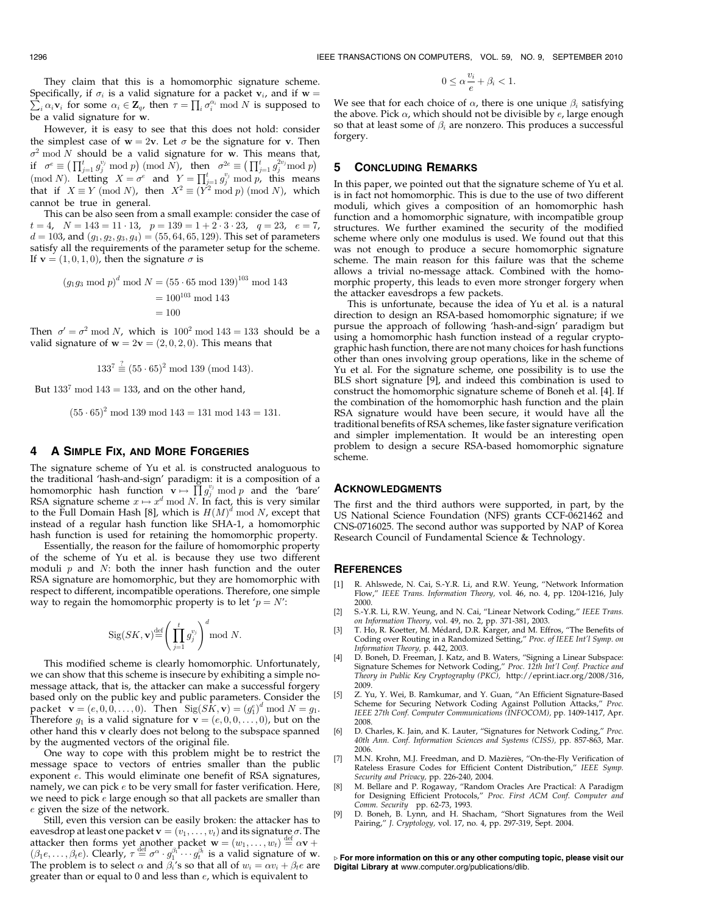They claim that this is a homomorphic signature scheme. Specifically, if $\sigma_i$ is a valid signature for a packet $\mathbf{v}_i$, and if $\mathbf{w} = \sum_i \alpha_i \mathbf{v}_i$ for some $\alpha_i \in \mathbf{Z}_q$, then $\tau = \prod_i \sigma_i^{\alpha_i} \bmod N$ is supposed to be a valid signature for $\mathbf{w}$.

However, it is easy to see that this does not hold: consider the simplest case of $\mathbf{w} = 2\mathbf{v}$. Let $\sigma$ be the signature for $\mathbf{v}$. Then $\sigma^2 \bmod N$ should be a valid signature for $\mathbf{w}$. This means that, if $\sigma^e \equiv \left(\prod_{j=1}^t g_j^{v_j} \bmod p\right) \pmod N$, then $\sigma^{2e} \equiv \left(\prod_{j=1}^t g_j^{2v_j} \bmod p\right) \pmod N$. Letting $X = \sigma^e$ and $Y = \prod_{j=1}^t g_j^{v_j} \bmod p$, this means that if $X \equiv Y \pmod N$, then $X^2 \equiv (Y^2 \bmod p) \pmod N$, which cannot be true in general.

This can be also seen from a small example: consider the case of $t = 4$, $N = 143 = 11 \cdot 13$, $p = 139 = 1 + 2 \cdot 3 \cdot 23$, $q = 23$, $e = 7$, $d = 103$, and $(g_1, g_2, g_3, g_4) = (55, 64, 65, 129)$. This set of parameters satisfy all the requirements of the parameter setup for the scheme. If $\mathbf{v} = (1, 0, 1, 0)$, then the signature $\sigma$ is

$$
\begin{aligned}
(g_1 g_3 \bmod p)^d \bmod N &= (55 \cdot 65 \bmod 139)^{103} \bmod 143 \\
&= 100^{103} \bmod 143 \\
&= 100
\end{aligned}
$$

Then $\sigma' = \sigma^2 \bmod N$, which is $100^2 \bmod 143 = 133$ should be a valid signature of $\mathbf{w} = 2\mathbf{v} = (2, 0, 2, 0)$. This means that

$$
133^7 \stackrel{?}{\equiv} (55 \cdot 65)^2 \bmod 139 \pmod{143}.
$$

But $133^7 \bmod 143 = 133$, and on the other hand,

$$
(55 \cdot 65)^2 \bmod 139 \bmod 143 = 131 \bmod 143 = 131.
$$

## 4 A Simple Fix, and More Forgeries

The signature scheme of Yu et al. is constructed analoguous to the traditional 'hash-and-sign' paradigm: it is a composition of a homomorphic hash function $\mathbf{v} \mapsto \prod g_j^{v_j} \bmod p$ and the 'bare' RSA signature scheme $x \mapsto x^d \bmod N$. In fact, this is very similar to the Full Domain Hash [8], which is $H(M)^d \bmod N$, except that instead of a regular hash function like SHA-1, a homomorphic hash function is used for retaining the homomorphic property.

Essentially, the reason for the failure of homomorphic property of the scheme of Yu et al. is because they use two different moduli $p$ and $N$: both the inner hash function and the outer RSA signature are homomorphic, but they are homomorphic with respect to different, incompatible operations. Therefore, one simple way to regain the homomorphic property is to let '$p = N$':

$$
\mathrm{Sig}(SK, \mathbf{v}) \stackrel{\mathrm{def}}{=} \left(\prod_{j=1}^{t} g_j^{v_j}\right)^d \bmod N.
$$

This modified scheme is clearly homomorphic. Unfortunately, we can show that this scheme is insecure by exhibiting a simple no-message attack, that is, the attacker can make a successful forgery based only on the public key and public parameters. Consider the packet $\mathbf{v} = (e, 0, 0, \ldots, 0)$. Then $\mathrm{Sig}(SK, \mathbf{v}) = (g_1^e)^d \bmod N = g_1$. Therefore $g_1$ is a valid signature for $\mathbf{v} = (e, 0, 0, \ldots, 0)$, but on the other hand this $\mathbf{v}$ clearly does not belong to the subspace spanned by the augmented vectors of the original file.

One way to cope with this problem might be to restrict the message space to vectors of entries smaller than the public exponent $e$. This would eliminate one benefit of RSA signatures, namely, we can pick $e$ to be very small for faster verification. Here, we need to pick $e$ large enough so that all packets are smaller than $e$ given the size of the network.

Still, even this version can be easily broken: the attacker has to eavesdrop at least one packet $\mathbf{v} = (v_1, \ldots, v_t)$ and its signature $\sigma$. The attacker then forms yet another packet $\mathbf{w} = (w_1, \ldots, w_t) \stackrel{\mathrm{def}}{=} \alpha\mathbf{v} + (\beta_1 e, \ldots, \beta_t e)$. Clearly, $\tau \stackrel{\mathrm{def}}{=} \sigma^\alpha \cdot g_1^{\beta_1} \cdots g_t^{\beta_t}$ is a valid signature of $\mathbf{w}$. The problem is to select $\alpha$ and $\beta_i$'s so that all of $w_i = \alpha v_i + \beta_i e$ are greater than or equal to 0 and less than $e$, which is equivalent to

$$
0 \leq \alpha \frac{v_i}{e} + \beta_i < 1.
$$

We see that for each choice of $\alpha$, there is one unique $\beta_i$ satisfying the above. Pick $\alpha$, which should not be divisible by $e$, large enough so that at least some of $\beta_i$ are nonzero. This produces a successful forgery.

## 5 Concluding Remarks

In this paper, we pointed out that the signature scheme of Yu et al. is in fact not homomorphic. This is due to the use of two different moduli, which gives a composition of an homomorphic hash function and a homomorphic signature, with incompatible group structures. We further examined the security of the modified scheme where only one modulus is used. We found out that this was not enough to produce a secure homomorphic signature scheme. The main reason for this failure was that the scheme allows a trivial no-message attack. Combined with the homomorphic property, this leads to even more stronger forgery when the attacker eavesdrops a few packets.

This is unfortunate, because the idea of Yu et al. is a natural direction to design an RSA-based homomorphic signature; if we pursue the approach of following 'hash-and-sign' paradigm but using a homomorphic hash function instead of a regular cryptographic hash function, there are not many choices for hash functions other than ones involving group operations, like in the scheme of Yu et al. For the signature scheme, one possibility is to use the BLS short signature [9], and indeed this combination is used to construct the homomorphic signature scheme of Boneh et al. [4]. If the combination of the homomorphic hash function and the plain RSA signature would have been secure, it would have all the traditional benefits of RSA schemes, like faster signature verification and simpler implementation. It would be an interesting open problem to design a secure RSA-based homomorphic signature scheme.

## Acknowledgments

The first and the third authors were supported, in part, by the US National Science Foundation (NFS) grants CCF-0621462 and CNS-0716025. The second author was supported by NAP of Korea Research Council of Fundamental Science & Technology.

## References

[1] R. Ahlswede, N. Cai, S.-Y.R. Li, and R.W. Yeung, "Network Information Flow," *IEEE Trans. Information Theory,* vol. 46, no. 4, pp. 1204-1216, July 2000.

[2] S.-Y.R. Li, R.W. Yeung, and N. Cai, "Linear Network Coding," *IEEE Trans. on Information Theory,* vol. 49, no. 2, pp. 371-381, 2003.

[3] T. Ho, R. Koetter, M. Médard, D.R. Karger, and M. Effros, "The Benefits of Coding over Routing in a Randomized Setting," *Proc. of IEEE Int'l Symp. on Information Theory,* p. 442, 2003.

[4] D. Boneh, D. Freeman, J. Katz, and B. Waters, "Signing a Linear Subspace: Signature Schemes for Network Coding," *Proc. 12th Int'l Conf. Practice and Theory in Public Key Cryptography (PKC),* http://eprint.iacr.org/2008/316, 2009.

[5] Z. Yu, Y. Wei, B. Ramkumar, and Y. Guan, "An Efficient Signature-Based Scheme for Securing Network Coding Against Pollution Attacks," *Proc. IEEE 27th Conf. Computer Communications (INFOCOM),* pp. 1409-1417, Apr. 2008.

[6] D. Charles, K. Jain, and K. Lauter, "Signatures for Network Coding," *Proc. 40th Ann. Conf. Information Sciences and Systems (CISS),* pp. 857-863, Mar. 2006.

[7] M.N. Krohn, M.J. Freedman, and D. Mazières, "On-the-Fly Verification of Rateless Erasure Codes for Efficient Content Distribution," *IEEE Symp. Security and Privacy,* pp. 226-240, 2004.

[8] M. Bellare and P. Rogaway, "Random Oracles Are Practical: A Paradigm for Designing Efficient Protocols," *Proc. First ACM Conf. Computer and Comm. Security* pp. 62-73, 1993.

[9] D. Boneh, B. Lynn, and H. Shacham, "Short Signatures from the Weil Pairing," *J. Cryptology,* vol. 17, no. 4, pp. 297-319, Sept. 2004.

**For more information on this or any other computing topic, please visit our Digital Library at** www.computer.org/publications/dlib.